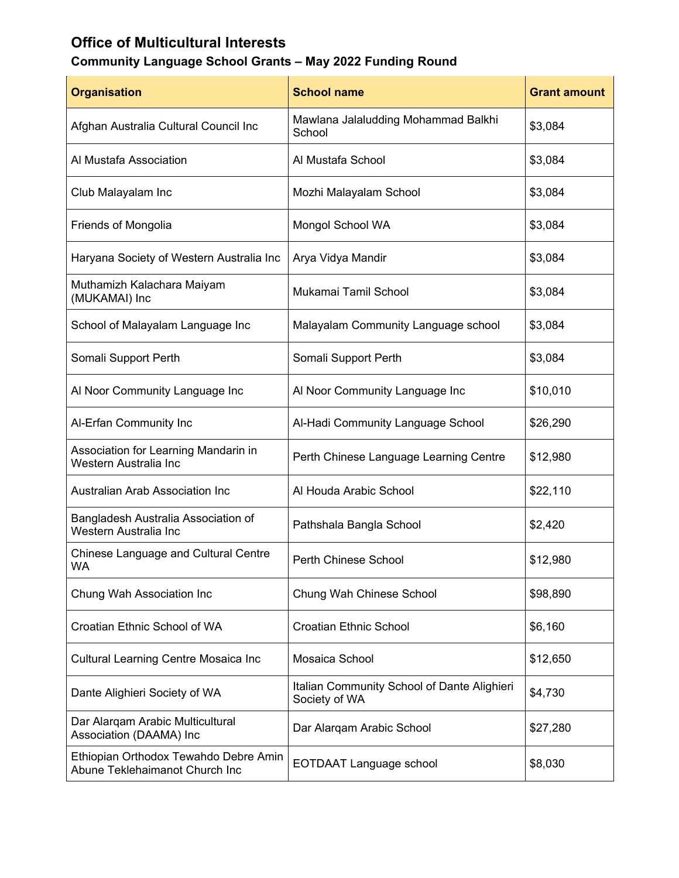# Office of Multicultural Interests

## Community Language School Grants – May 2022 Funding Round

| Organisation | School name | Grant amount |
|---|---|---|
| Afghan Australia Cultural Council Inc | Mawlana Jalaludding Mohammad Balkhi School | $3,084 |
| Al Mustafa Association | Al Mustafa School | $3,084 |
| Club Malayalam Inc | Mozhi Malayalam School | $3,084 |
| Friends of Mongolia | Mongol School WA | $3,084 |
| Haryana Society of Western Australia Inc | Arya Vidya Mandir | $3,084 |
| Muthamizh Kalachara Maiyam (MUKAMAI) Inc | Mukamai Tamil School | $3,084 |
| School of Malayalam Language Inc | Malayalam Community Language school | $3,084 |
| Somali Support Perth | Somali Support Perth | $3,084 |
| Al Noor Community Language Inc | Al Noor Community Language Inc | $10,010 |
| Al-Erfan Community Inc | Al-Hadi Community Language School | $26,290 |
| Association for Learning Mandarin in Western Australia Inc | Perth Chinese Language Learning Centre | $12,980 |
| Australian Arab Association Inc | Al Houda Arabic School | $22,110 |
| Bangladesh Australia Association of Western Australia Inc | Pathshala Bangla School | $2,420 |
| Chinese Language and Cultural Centre WA | Perth Chinese School | $12,980 |
| Chung Wah Association Inc | Chung Wah Chinese School | $98,890 |
| Croatian Ethnic School of WA | Croatian Ethnic School | $6,160 |
| Cultural Learning Centre Mosaica Inc | Mosaica School | $12,650 |
| Dante Alighieri Society of WA | Italian Community School of Dante Alighieri Society of WA | $4,730 |
| Dar Alarqam Arabic Multicultural Association (DAAMA) Inc | Dar Alarqam Arabic School | $27,280 |
| Ethiopian Orthodox Tewahdo Debre Amin Abune Teklehaimanot Church Inc | EOTDAAT Language school | $8,030 |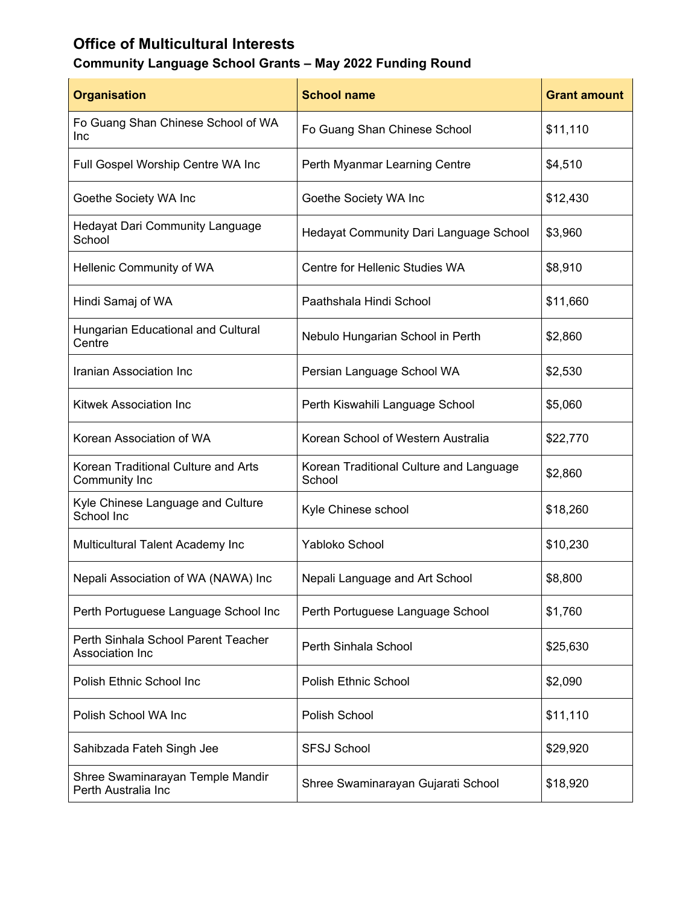## Office of Multicultural Interests

### Community Language School Grants – May 2022 Funding Round

| Organisation | School name | Grant amount |
|---|---|---|
| Fo Guang Shan Chinese School of WA Inc | Fo Guang Shan Chinese School | $11,110 |
| Full Gospel Worship Centre WA Inc | Perth Myanmar Learning Centre | $4,510 |
| Goethe Society WA Inc | Goethe Society WA Inc | $12,430 |
| Hedayat Dari Community Language School | Hedayat Community Dari Language School | $3,960 |
| Hellenic Community of WA | Centre for Hellenic Studies WA | $8,910 |
| Hindi Samaj of WA | Paathshala Hindi School | $11,660 |
| Hungarian Educational and Cultural Centre | Nebulo Hungarian School in Perth | $2,860 |
| Iranian Association Inc | Persian Language School WA | $2,530 |
| Kitwek Association Inc | Perth Kiswahili Language School | $5,060 |
| Korean Association of WA | Korean School of Western Australia | $22,770 |
| Korean Traditional Culture and Arts Community Inc | Korean Traditional Culture and Language School | $2,860 |
| Kyle Chinese Language and Culture School Inc | Kyle Chinese school | $18,260 |
| Multicultural Talent Academy Inc | Yabloko School | $10,230 |
| Nepali Association of WA (NAWA) Inc | Nepali Language and Art School | $8,800 |
| Perth Portuguese Language School Inc | Perth Portuguese Language School | $1,760 |
| Perth Sinhala School Parent Teacher Association Inc | Perth Sinhala School | $25,630 |
| Polish Ethnic School Inc | Polish Ethnic School | $2,090 |
| Polish School WA Inc | Polish School | $11,110 |
| Sahibzada Fateh Singh Jee | SFSJ School | $29,920 |
| Shree Swaminarayan Temple Mandir Perth Australia Inc | Shree Swaminarayan Gujarati School | $18,920 |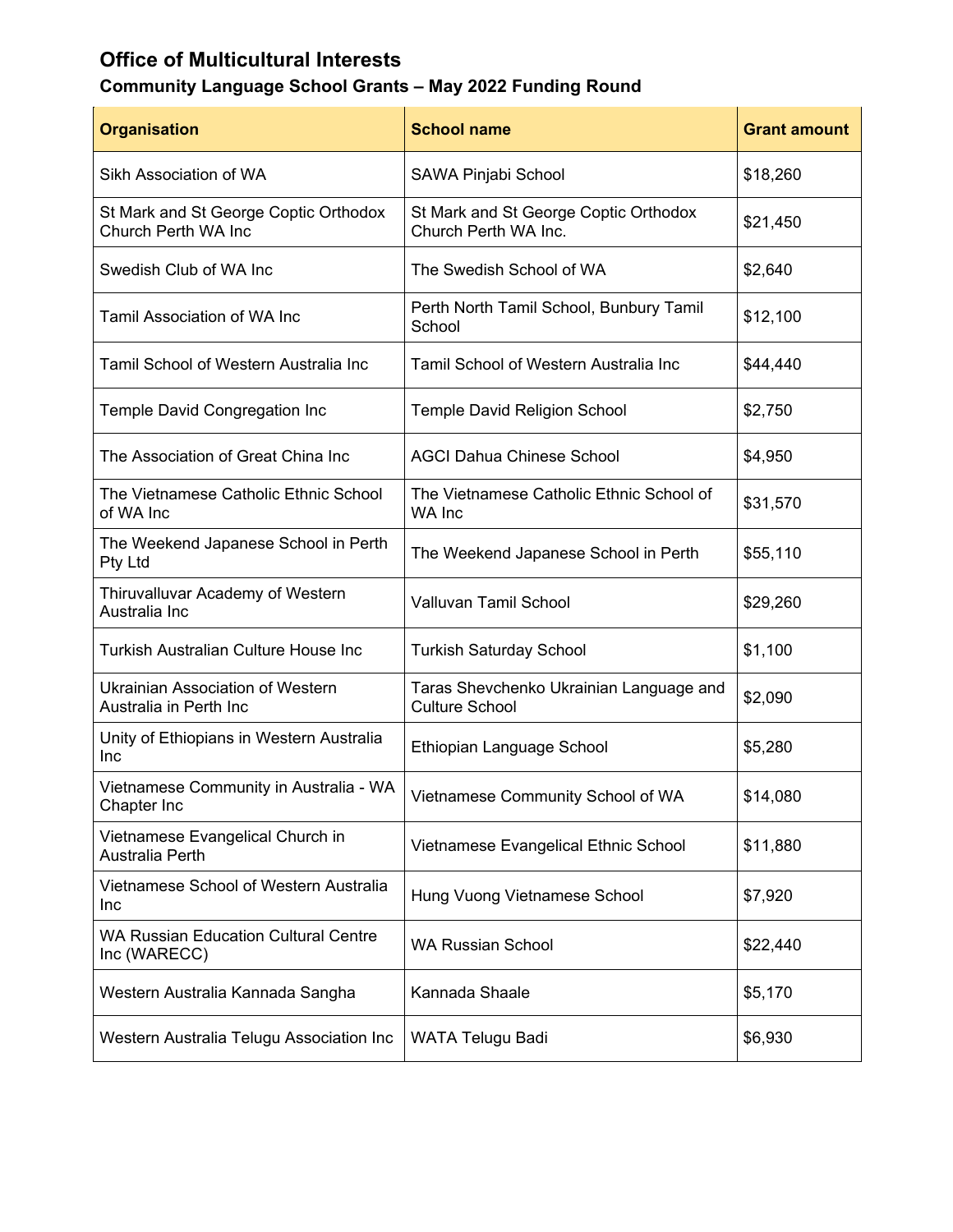## Office of Multicultural Interests

### Community Language School Grants – May 2022 Funding Round

| Organisation | School name | Grant amount |
|---|---|---|
| Sikh Association of WA | SAWA Pinjabi School | $18,260 |
| St Mark and St George Coptic Orthodox Church Perth WA Inc | St Mark and St George Coptic Orthodox Church Perth WA Inc. | $21,450 |
| Swedish Club of WA Inc | The Swedish School of WA | $2,640 |
| Tamil Association of WA Inc | Perth North Tamil School, Bunbury Tamil School | $12,100 |
| Tamil School of Western Australia Inc | Tamil School of Western Australia Inc | $44,440 |
| Temple David Congregation Inc | Temple David Religion School | $2,750 |
| The Association of Great China Inc | AGCI Dahua Chinese School | $4,950 |
| The Vietnamese Catholic Ethnic School of WA Inc | The Vietnamese Catholic Ethnic School of WA Inc | $31,570 |
| The Weekend Japanese School in Perth Pty Ltd | The Weekend Japanese School in Perth | $55,110 |
| Thiruvalluvar Academy of Western Australia Inc | Valluvan Tamil School | $29,260 |
| Turkish Australian Culture House Inc | Turkish Saturday School | $1,100 |
| Ukrainian Association of Western Australia in Perth Inc | Taras Shevchenko Ukrainian Language and Culture School | $2,090 |
| Unity of Ethiopians in Western Australia Inc | Ethiopian Language School | $5,280 |
| Vietnamese Community in Australia - WA Chapter Inc | Vietnamese Community School of WA | $14,080 |
| Vietnamese Evangelical Church in Australia Perth | Vietnamese Evangelical Ethnic School | $11,880 |
| Vietnamese School of Western Australia Inc | Hung Vuong Vietnamese School | $7,920 |
| WA Russian Education Cultural Centre Inc (WARECC) | WA Russian School | $22,440 |
| Western Australia Kannada Sangha | Kannada Shaale | $5,170 |
| Western Australia Telugu Association Inc | WATA Telugu Badi | $6,930 |